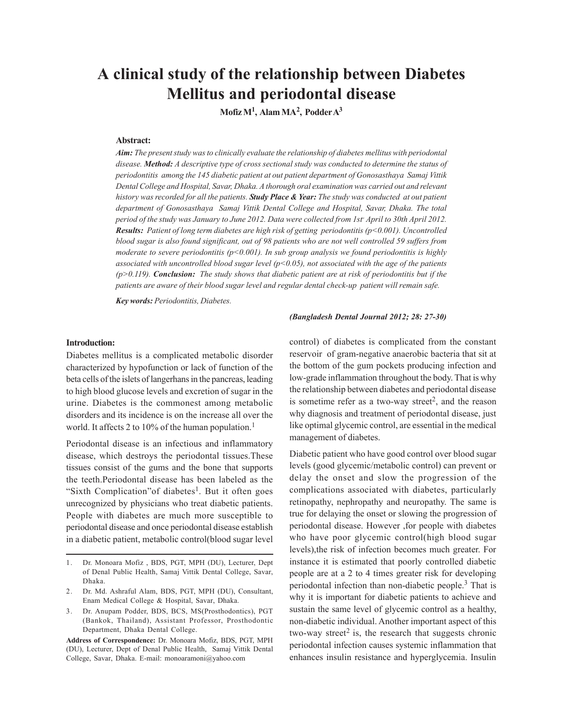# A clinical study of the relationship between Diabetes Mellitus and periodontal disease

**Mofiz M[1], Alam MA[2], Podder A[3]**

### Abstract:

***Aim:*** *The present study was to clinically evaluate the relationship of diabetes mellitus with periodontal disease.* ***Method:*** *A descriptive type of cross sectional study was conducted to determine the status of periodontitis among the 145 diabetic patient at out patient department of Gonosasthaya Samaj Vittik Dental College and Hospital, Savar, Dhaka. A thorough oral examination was carried out and relevant history was recorded for all the patients.* ***Study Place & Year:*** *The study was conducted at out patient department of Gonosasthaya Samaj Vittik Dental College and Hospital, Savar, Dhaka. The total period of the study was January to June 2012. Data were collected from 1st April to 30th April 2012.* ***Results:*** *Patient of long term diabetes are high risk of getting periodontitis ($p<0.001$). Uncontrolled blood sugar is also found significant, out of 98 patients who are not well controlled 59 suffers from moderate to severe periodontitis ($p<0.001$). In sub group analysis we found periodontitis is highly associated with uncontrolled blood sugar level ($p<0.05$), not associated with the age of the patients ($p>0.119$).* ***Conclusion:*** *The study shows that diabetic patient are at risk of periodontitis but if the patients are aware of their blood sugar level and regular dental check-up patient will remain safe.*

***Key words:*** *Periodontitis, Diabetes.*

***(Bangladesh Dental Journal 2012; 28: 27-30)***

### Introduction:

Diabetes mellitus is a complicated metabolic disorder characterized by hypofunction or lack of function of the beta cells of the islets of langerhans in the pancreas, leading to high blood glucose levels and excretion of sugar in the urine. Diabetes is the commonest among metabolic disorders and its incidence is on the increase all over the world. It affects 2 to 10% of the human population.[1]

Periodontal disease is an infectious and inflammatory disease, which destroys the periodontal tissues.These tissues consist of the gums and the bone that supports the teeth.Periodontal disease has been labeled as the "Sixth Complication"of diabetes[1]. But it often goes unrecognized by physicians who treat diabetic patients. People with diabetes are much more susceptible to periodontal disease and once periodontal disease establish in a diabetic patient, metabolic control(blood sugar level control) of diabetes is complicated from the constant reservoir of gram-negative anaerobic bacteria that sit at the bottom of the gum pockets producing infection and low-grade inflammation throughout the body. That is why the relationship between diabetes and periodontal disease is sometime refer as a two-way street[2], and the reason why diagnosis and treatment of periodontal disease, just like optimal glycemic control, are essential in the medical management of diabetes.

Diabetic patient who have good control over blood sugar levels (good glycemic/metabolic control) can prevent or delay the onset and slow the progression of the complications associated with diabetes, particularly retinopathy, nephropathy and neuropathy. The same is true for delaying the onset or slowing the progression of periodontal disease. However ,for people with diabetes who have poor glycemic control(high blood sugar levels),the risk of infection becomes much greater. For instance it is estimated that poorly controlled diabetic people are at a 2 to 4 times greater risk for developing periodontal infection than non-diabetic people.[3] That is why it is important for diabetic patients to achieve and sustain the same level of glycemic control as a healthy, non-diabetic individual. Another important aspect of this two-way street[2] is, the research that suggests chronic periodontal infection causes systemic inflammation that enhances insulin resistance and hyperglycemia. Insulin

1. Dr. Monoara Mofiz , BDS, PGT, MPH (DU), Lecturer, Dept of Denal Public Health, Samaj Vittik Dental College, Savar, Dhaka.
2. Dr. Md. Ashraful Alam, BDS, PGT, MPH (DU), Consultant, Enam Medical College & Hospital, Savar, Dhaka.
3. Dr. Anupam Podder, BDS, BCS, MS(Prosthodontics), PGT (Bankok, Thailand), Assistant Professor, Prosthodontic Department, Dhaka Dental College.

**Address of Correspondence:** Dr. Monoara Mofiz, BDS, PGT, MPH (DU), Lecturer, Dept of Denal Public Health, Samaj Vittik Dental College, Savar, Dhaka. E-mail: monoaramoni@yahoo.com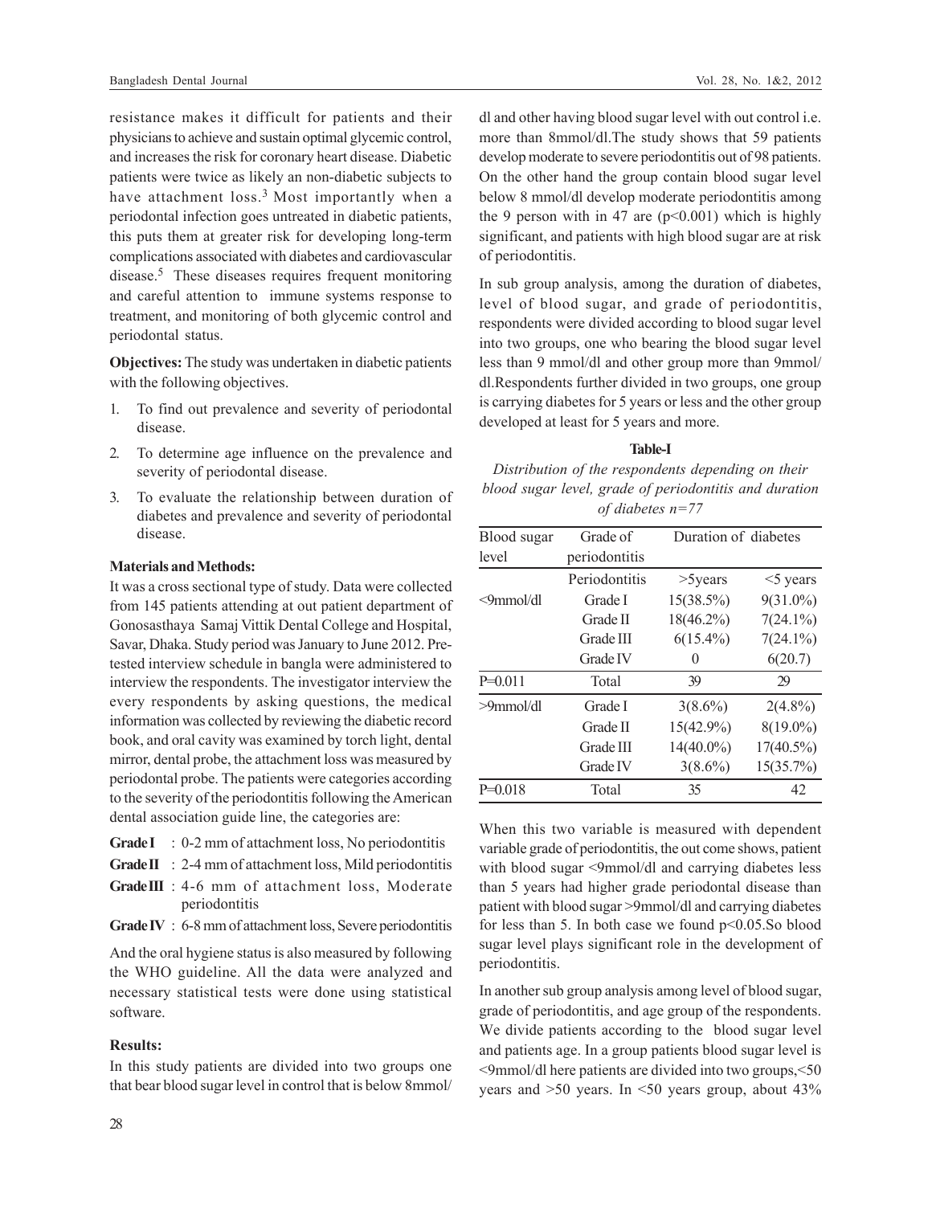resistance makes it difficult for patients and their physicians to achieve and sustain optimal glycemic control, and increases the risk for coronary heart disease. Diabetic patients were twice as likely an non-diabetic subjects to have attachment loss.[3] Most importantly when a periodontal infection goes untreated in diabetic patients, this puts them at greater risk for developing long-term complications associated with diabetes and cardiovascular disease.[5] These diseases requires frequent monitoring and careful attention to immune systems response to treatment, and monitoring of both glycemic control and periodontal status.

**Objectives:** The study was undertaken in diabetic patients with the following objectives.

1. To find out prevalence and severity of periodontal disease.
2. To determine age influence on the prevalence and severity of periodontal disease.
3. To evaluate the relationship between duration of diabetes and prevalence and severity of periodontal disease.

### Materials and Methods:

It was a cross sectional type of study. Data were collected from 145 patients attending at out patient department of Gonosasthaya Samaj Vittik Dental College and Hospital, Savar, Dhaka. Study period was January to June 2012. Pre-tested interview schedule in bangla were administered to interview the respondents. The investigator interview the every respondents by asking questions, the medical information was collected by reviewing the diabetic record book, and oral cavity was examined by torch light, dental mirror, dental probe, the attachment loss was measured by periodontal probe. The patients were categories according to the severity of the periodontitis following the American dental association guide line, the categories are:

**Grade I** : 0-2 mm of attachment loss, No periodontitis

**Grade II** : 2-4 mm of attachment loss, Mild periodontitis

**Grade III** : 4-6 mm of attachment loss, Moderate periodontitis

**Grade IV** : 6-8 mm of attachment loss, Severe periodontitis

And the oral hygiene status is also measured by following the WHO guideline. All the data were analyzed and necessary statistical tests were done using statistical software.

### Results:

In this study patients are divided into two groups one that bear blood sugar level in control that is below 8mmol/dl and other having blood sugar level with out control i.e. more than 8mmol/dl.The study shows that 59 patients develop moderate to severe periodontitis out of 98 patients. On the other hand the group contain blood sugar level below 8 mmol/dl develop moderate periodontitis among the 9 person with in 47 are ($p<0.001$) which is highly significant, and patients with high blood sugar are at risk of periodontitis.

In sub group analysis, among the duration of diabetes, level of blood sugar, and grade of periodontitis, respondents were divided according to blood sugar level into two groups, one who bearing the blood sugar level less than 9 mmol/dl and other group more than 9mmol/dl.Respondents further divided in two groups, one group is carrying diabetes for 5 years or less and the other group developed at least for 5 years and more.

**Table-I**

*Distribution of the respondents depending on their blood sugar level, grade of periodontitis and duration of diabetes n=77*

| Blood sugar level | Grade of periodontitis | Duration of diabetes | |
|---|---|---|---|
| | Periodontitis | >5years | <5 years |
| <9mmol/dl | Grade I | 15(38.5%) | 9(31.0%) |
| | Grade II | 18(46.2%) | 7(24.1%) |
| | Grade III | 6(15.4%) | 7(24.1%) |
| | Grade IV | 0 | 6(20.7) |
| P=0.011 | Total | 39 | 29 |
| >9mmol/dl | Grade I | 3(8.6%) | 2(4.8%) |
| | Grade II | 15(42.9%) | 8(19.0%) |
| | Grade III | 14(40.0%) | 17(40.5%) |
| | Grade IV | 3(8.6%) | 15(35.7%) |
| P=0.018 | Total | 35 | 42 |

When this two variable is measured with dependent variable grade of periodontitis, the out come shows, patient with blood sugar <9mmol/dl and carrying diabetes less than 5 years had higher grade periodontal disease than patient with blood sugar >9mmol/dl and carrying diabetes for less than 5. In both case we found $p<0.05$.So blood sugar level plays significant role in the development of periodontitis.

In another sub group analysis among level of blood sugar, grade of periodontitis, and age group of the respondents. We divide patients according to the blood sugar level and patients age. In a group patients blood sugar level is <9mmol/dl here patients are divided into two groups,<50 years and >50 years. In <50 years group, about 43%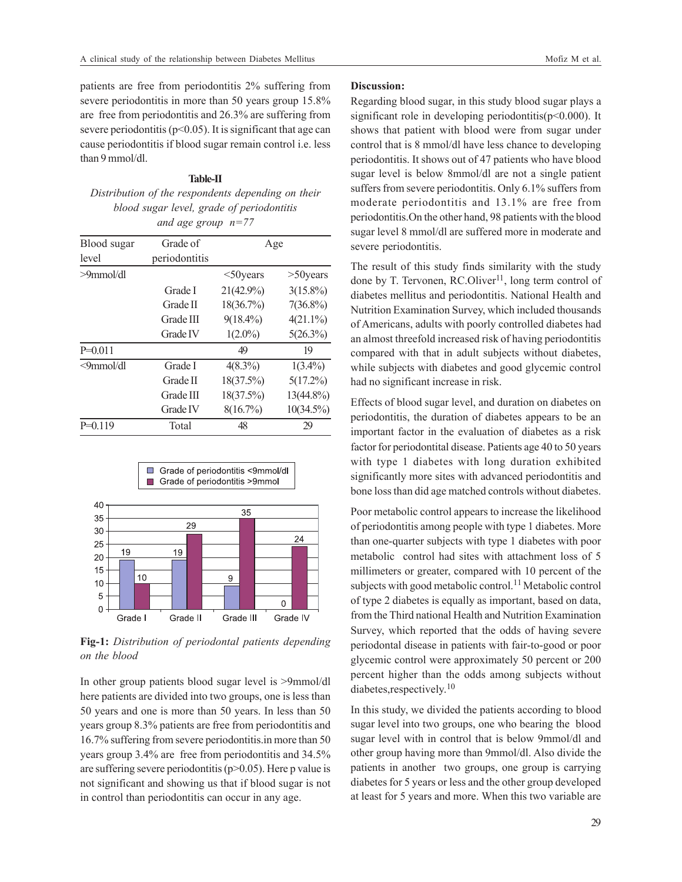patients are free from periodontitis 2% suffering from severe periodontitis in more than 50 years group 15.8% are free from periodontitis and 26.3% are suffering from severe periodontitis ($p<0.05$). It is significant that age can cause periodontitis if blood sugar remain control i.e. less than 9 mmol/dl.

**Table-II**

*Distribution of the respondents depending on their blood sugar level, grade of periodontitis and age group n=77*

| Blood sugar level | Grade of periodontitis | Age | |
|---|---|---|---|
| >9mmol/dl | | <50years | >50years |
| | Grade I | 21(42.9%) | 3(15.8%) |
| | Grade II | 18(36.7%) | 7(36.8%) |
| | Grade III | 9(18.4%) | 4(21.1%) |
| | Grade IV | 1(2.0%) | 5(26.3%) |
| P=0.011 | | 49 | 19 |
| <9mmol/dl | Grade I | 4(8.3%) | 1(3.4%) |
| | Grade II | 18(37.5%) | 5(17.2%) |
| | Grade III | 18(37.5%) | 13(44.8%) |
| | Grade IV | 8(16.7%) | 10(34.5%) |
| P=0.119 | Total | 48 | 29 |

| | Grade I | Grade II | Grade III | Grade IV |
|---|---|---|---|---|
| Grade of periodontitis <9mmol/dl | 19 | 19 | 9 | 0 |
| Grade of periodontitis >9mmol | 10 | 29 | 35 | 24 |

**Fig-1:** *Distribution of periodontal patients depending on the blood*

In other group patients blood sugar level is >9mmol/dl here patients are divided into two groups, one is less than 50 years and one is more than 50 years. In less than 50 years group 8.3% patients are free from periodontitis and 16.7% suffering from severe periodontitis.in more than 50 years group 3.4% are free from periodontitis and 34.5% are suffering severe periodontitis ($p>0.05$). Here p value is not significant and showing us that if blood sugar is not in control than periodontitis can occur in any age.

**Discussion:**

Regarding blood sugar, in this study blood sugar plays a significant role in developing periodontitis($p<0.000$). It shows that patient with blood were from sugar under control that is 8 mmol/dl have less chance to developing periodontitis. It shows out of 47 patients who have blood sugar level is below 8mmol/dl are not a single patient suffers from severe periodontitis. Only 6.1% suffers from moderate periodontitis and 13.1% are free from periodontitis.On the other hand, 98 patients with the blood sugar level 8 mmol/dl are suffered more in moderate and severe periodontitis.

The result of this study finds similarity with the study done by T. Tervonen, RC.Oliver[11], long term control of diabetes mellitus and periodontitis. National Health and Nutrition Examination Survey, which included thousands of Americans, adults with poorly controlled diabetes had an almost threefold increased risk of having periodontitis compared with that in adult subjects without diabetes, while subjects with diabetes and good glycemic control had no significant increase in risk.

Effects of blood sugar level, and duration on diabetes on periodontitis, the duration of diabetes appears to be an important factor in the evaluation of diabetes as a risk factor for periodontital disease. Patients age 40 to 50 years with type 1 diabetes with long duration exhibited significantly more sites with advanced periodontitis and bone loss than did age matched controls without diabetes.

Poor metabolic control appears to increase the likelihood of periodontitis among people with type 1 diabetes. More than one-quarter subjects with type 1 diabetes with poor metabolic control had sites with attachment loss of 5 millimeters or greater, compared with 10 percent of the subjects with good metabolic control.[11] Metabolic control of type 2 diabetes is equally as important, based on data, from the Third national Health and Nutrition Examination Survey, which reported that the odds of having severe periodontal disease in patients with fair-to-good or poor glycemic control were approximately 50 percent or 200 percent higher than the odds among subjects without diabetes,respectively.[10]

In this study, we divided the patients according to blood sugar level into two groups, one who bearing the blood sugar level with in control that is below 9mmol/dl and other group having more than 9mmol/dl. Also divide the patients in another two groups, one group is carrying diabetes for 5 years or less and the other group developed at least for 5 years and more. When this two variable are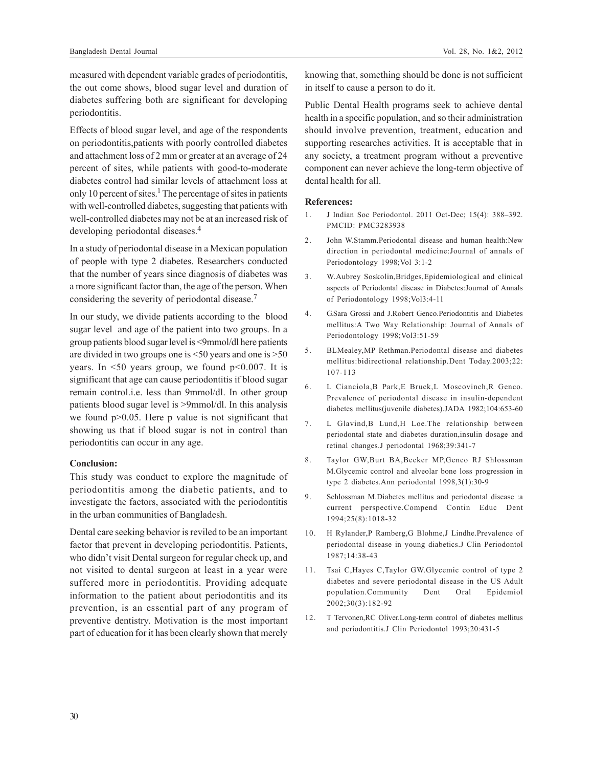measured with dependent variable grades of periodontitis, the out come shows, blood sugar level and duration of diabetes suffering both are significant for developing periodontitis.

Effects of blood sugar level, and age of the respondents on periodontitis,patients with poorly controlled diabetes and attachment loss of 2 mm or greater at an average of 24 percent of sites, while patients with good-to-moderate diabetes control had similar levels of attachment loss at only 10 percent of sites.[1] The percentage of sites in patients with well-controlled diabetes, suggesting that patients with well-controlled diabetes may not be at an increased risk of developing periodontal diseases.[4]

In a study of periodontal disease in a Mexican population of people with type 2 diabetes. Researchers conducted that the number of years since diagnosis of diabetes was a more significant factor than, the age of the person. When considering the severity of periodontal disease.[7]

In our study, we divide patients according to the blood sugar level and age of the patient into two groups. In a group patients blood sugar level is <9mmol/dl here patients are divided in two groups one is <50 years and one is >50 years. In <50 years group, we found $p<0.007$. It is significant that age can cause periodontitis if blood sugar remain control.i.e. less than 9mmol/dl. In other group patients blood sugar level is >9mmol/dl. In this analysis we found $p>0.05$. Here p value is not significant that showing us that if blood sugar is not in control than periodontitis can occur in any age.

**Conclusion:**

This study was conduct to explore the magnitude of periodontitis among the diabetic patients, and to investigate the factors, associated with the periodontitis in the urban communities of Bangladesh.

Dental care seeking behavior is reviled to be an important factor that prevent in developing periodontitis. Patients, who didn't visit Dental surgeon for regular check up, and not visited to dental surgeon at least in a year were suffered more in periodontitis. Providing adequate information to the patient about periodontitis and its prevention, is an essential part of any program of preventive dentistry. Motivation is the most important part of education for it has been clearly shown that merely knowing that, something should be done is not sufficient in itself to cause a person to do it.

Public Dental Health programs seek to achieve dental health in a specific population, and so their administration should involve prevention, treatment, education and supporting researches activities. It is acceptable that in any society, a treatment program without a preventive component can never achieve the long-term objective of dental health for all.

**References:**

1. J Indian Soc Periodontol. 2011 Oct-Dec; 15(4): 388–392. PMCID: PMC3283938
2. John W.Stamm.Periodontal disease and human health:New direction in periodontal medicine:Journal of annals of Periodontology 1998;Vol 3:1-2
3. W.Aubrey Soskolin,Bridges,Epidemiological and clinical aspects of Periodontal disease in Diabetes:Journal of Annals of Periodontology 1998;Vol3:4-11
4. G.Sara Grossi and J.Robert Genco.Periodontitis and Diabetes mellitus:A Two Way Relationship: Journal of Annals of Periodontology 1998;Vol3:51-59
5. BLMealey,MP Rethman.Periodontal disease and diabetes mellitus:bidirectional relationship.Dent Today.2003;22: 107-113
6. L Cianciola,B Park,E Bruck,L Moscovinch,R Genco. Prevalence of periodontal disease in insulin-dependent diabetes mellitus(juvenile diabetes).JADA 1982;104:653-60
7. L Glavind,B Lund,H Loe.The relationship between periodontal state and diabetes duration,insulin dosage and retinal changes.J periodontal 1968;39:341-7
8. Taylor GW,Burt BA,Becker MP,Genco RJ Shlossman M.Glycemic control and alveolar bone loss progression in type 2 diabetes.Ann periodontal 1998,3(1):30-9
9. Schlossman M.Diabetes mellitus and periodontal disease :a current perspective.Compend Contin Educ Dent 1994;25(8):1018-32
10. H Rylander,P Ramberg,G Blohme,J Lindhe.Prevalence of periodontal disease in young diabetics.J Clin Periodontol 1987;14:38-43
11. Tsai C,Hayes C,Taylor GW.Glycemic control of type 2 diabetes and severe periodontal disease in the US Adult population.Community Dent Oral Epidemiol 2002;30(3):182-92
12. T Tervonen,RC Oliver.Long-term control of diabetes mellitus and periodontitis.J Clin Periodontol 1993;20:431-5